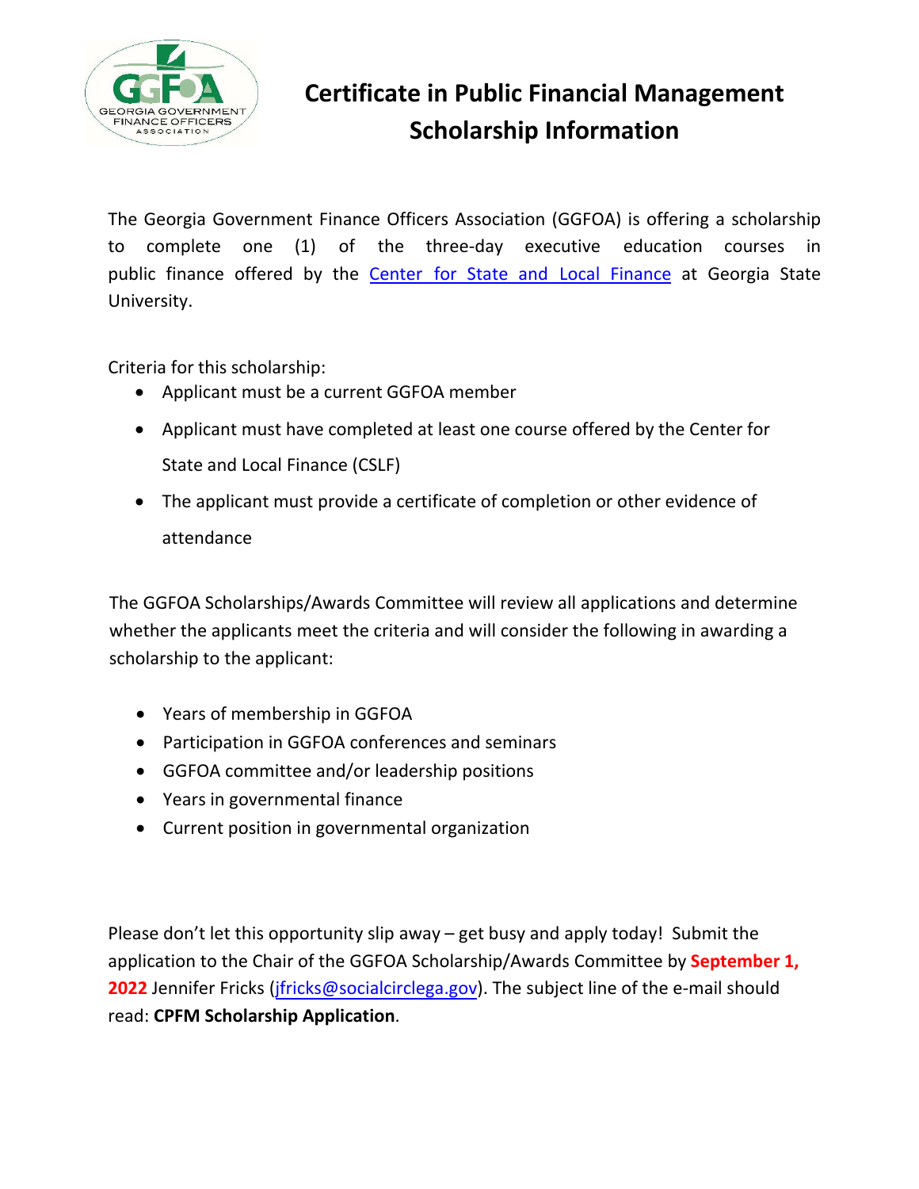# Certificate in Public Financial Management Scholarship Information

The Georgia Government Finance Officers Association (GGFOA) is offering a scholarship to complete one (1) of the three-day executive education courses in public finance offered by the Center for State and Local Finance at Georgia State University.

Criteria for this scholarship:

- Applicant must be a current GGFOA member
- Applicant must have completed at least one course offered by the Center for State and Local Finance (CSLF)
- The applicant must provide a certificate of completion or other evidence of attendance

The GGFOA Scholarships/Awards Committee will review all applications and determine whether the applicants meet the criteria and will consider the following in awarding a scholarship to the applicant:

- Years of membership in GGFOA
- Participation in GGFOA conferences and seminars
- GGFOA committee and/or leadership positions
- Years in governmental finance
- Current position in governmental organization

Please don't let this opportunity slip away – get busy and apply today! Submit the application to the Chair of the GGFOA Scholarship/Awards Committee by **September 1, 2022** Jennifer Fricks (jfricks@socialcirclega.gov). The subject line of the e-mail should read: **CPFM Scholarship Application**.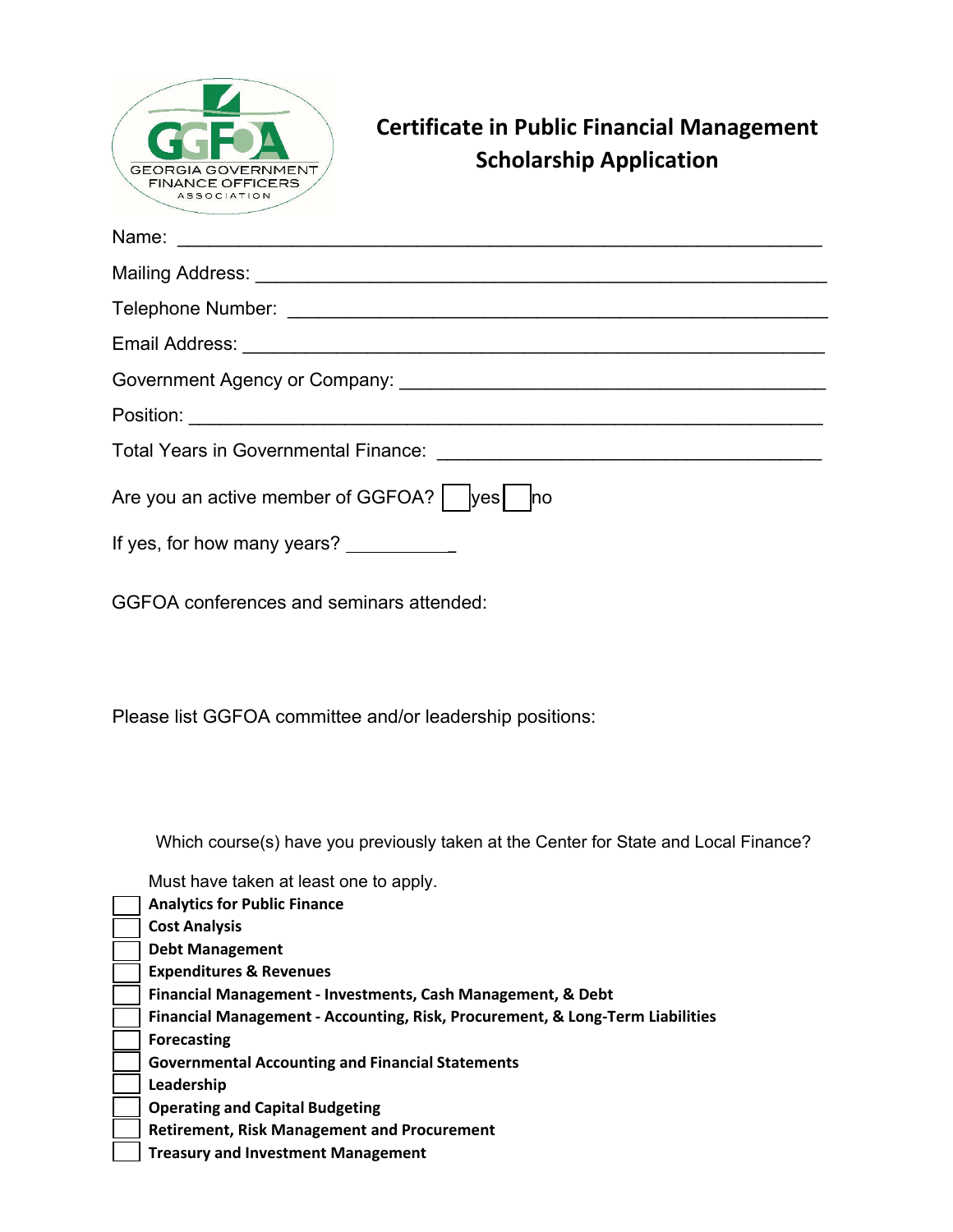GEORGIA GOVERNMENT FINANCE OFFICERS ASSOCIATION

# Certificate in Public Financial Management Scholarship Application

Name: ______________________________________________________________

Mailing Address: ______________________________________________________

Telephone Number: ____________________________________________________

Email Address: ________________________________________________________

Government Agency or Company: _________________________________________

Position: _____________________________________________________________

Total Years in Governmental Finance: ____________________________________

Are you an active member of GGFOA? ☐ yes ☐ no

If yes, for how many years? ___________

GGFOA conferences and seminars attended:

Please list GGFOA committee and/or leadership positions:

Which course(s) have you previously taken at the Center for State and Local Finance?

Must have taken at least one to apply.

- ☐ **Analytics for Public Finance**
- ☐ **Cost Analysis**
- ☐ **Debt Management**
- ☐ **Expenditures & Revenues**
- ☐ **Financial Management - Investments, Cash Management, & Debt**
- ☐ **Financial Management - Accounting, Risk, Procurement, & Long-Term Liabilities**
- ☐ **Forecasting**
- ☐ **Governmental Accounting and Financial Statements**
- ☐ **Leadership**
- ☐ **Operating and Capital Budgeting**
- ☐ **Retirement, Risk Management and Procurement**
- ☐ **Treasury and Investment Management**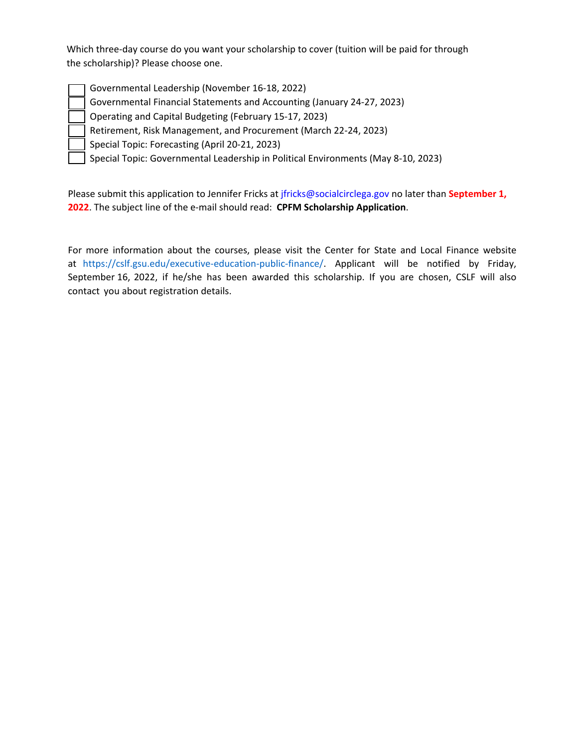Which three-day course do you want your scholarship to cover (tuition will be paid for through the scholarship)? Please choose one.

- [ ] Governmental Leadership (November 16-18, 2022)
- [ ] Governmental Financial Statements and Accounting (January 24-27, 2023)
- [ ] Operating and Capital Budgeting (February 15-17, 2023)
- [ ] Retirement, Risk Management, and Procurement (March 22-24, 2023)
- [ ] Special Topic: Forecasting (April 20-21, 2023)
- [ ] Special Topic: Governmental Leadership in Political Environments (May 8-10, 2023)

Please submit this application to Jennifer Fricks at jfricks@socialcirclega.gov no later than **September 1, 2022**. The subject line of the e-mail should read: **CPFM Scholarship Application**.

For more information about the courses, please visit the Center for State and Local Finance website at https://cslf.gsu.edu/executive-education-public-finance/. Applicant will be notified by Friday, September 16, 2022, if he/she has been awarded this scholarship. If you are chosen, CSLF will also contact you about registration details.